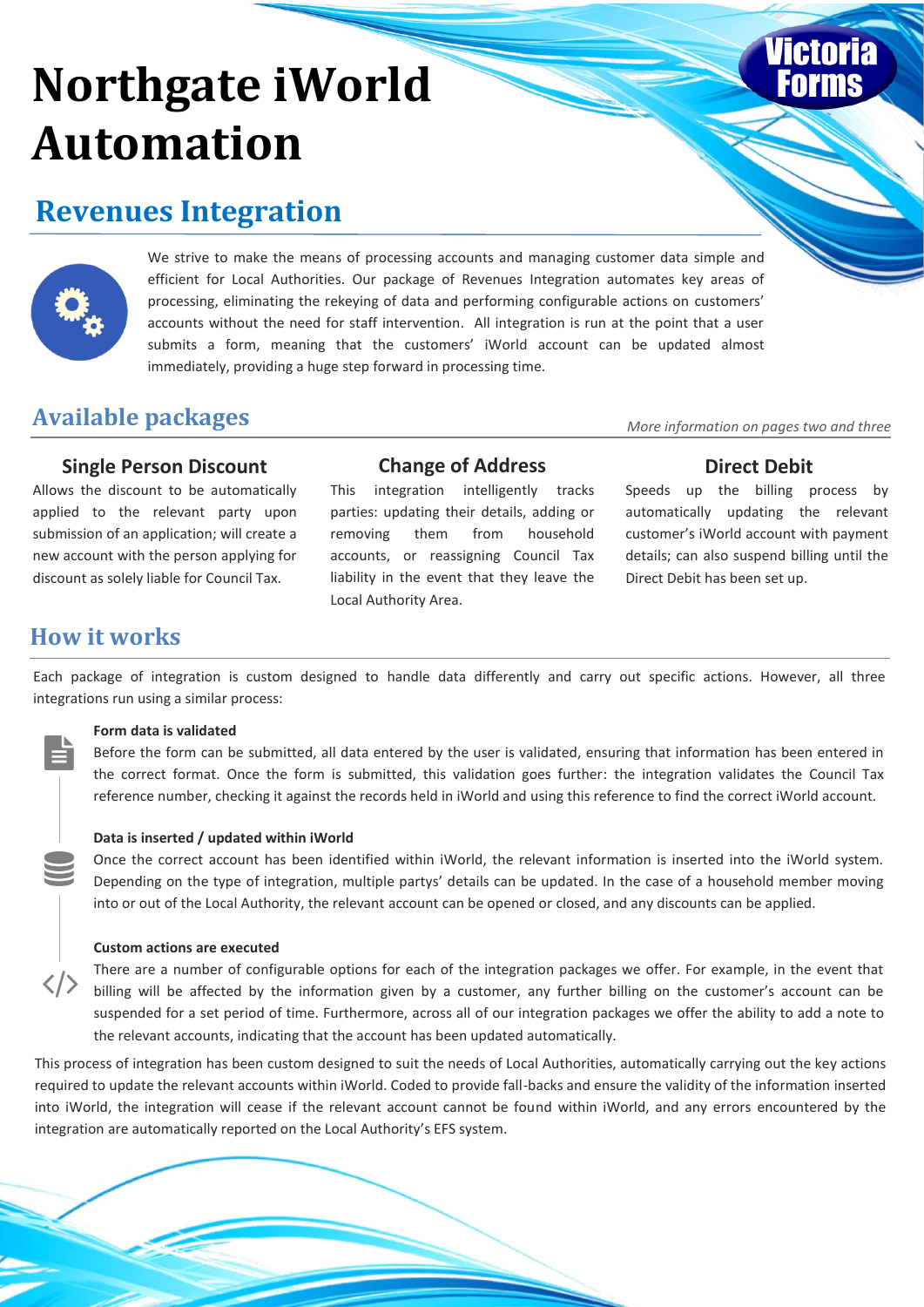# Northgate iWorld Automation

Victoria Forms

## Revenues Integration

We strive to make the means of processing accounts and managing customer data simple and efficient for Local Authorities. Our package of Revenues Integration automates key areas of processing, eliminating the rekeying of data and performing configurable actions on customers' accounts without the need for staff intervention. All integration is run at the point that a user submits a form, meaning that the customers' iWorld account can be updated almost immediately, providing a huge step forward in processing time.

## Available packages

*More information on pages two and three*

### Single Person Discount

Allows the discount to be automatically applied to the relevant party upon submission of an application; will create a new account with the person applying for discount as solely liable for Council Tax.

### Change of Address

This integration intelligently tracks parties: updating their details, adding or removing them from household accounts, or reassigning Council Tax liability in the event that they leave the Local Authority Area.

### Direct Debit

Speeds up the billing process by automatically updating the relevant customer's iWorld account with payment details; can also suspend billing until the Direct Debit has been set up.

## How it works

Each package of integration is custom designed to handle data differently and carry out specific actions. However, all three integrations run using a similar process:

**Form data is validated**

Before the form can be submitted, all data entered by the user is validated, ensuring that information has been entered in the correct format. Once the form is submitted, this validation goes further: the integration validates the Council Tax reference number, checking it against the records held in iWorld and using this reference to find the correct iWorld account.

**Data is inserted / updated within iWorld**

Once the correct account has been identified within iWorld, the relevant information is inserted into the iWorld system. Depending on the type of integration, multiple partys' details can be updated. In the case of a household member moving into or out of the Local Authority, the relevant account can be opened or closed, and any discounts can be applied.

**Custom actions are executed**

There are a number of configurable options for each of the integration packages we offer. For example, in the event that billing will be affected by the information given by a customer, any further billing on the customer's account can be suspended for a set period of time. Furthermore, across all of our integration packages we offer the ability to add a note to the relevant accounts, indicating that the account has been updated automatically.

This process of integration has been custom designed to suit the needs of Local Authorities, automatically carrying out the key actions required to update the relevant accounts within iWorld. Coded to provide fall-backs and ensure the validity of the information inserted into iWorld, the integration will cease if the relevant account cannot be found within iWorld, and any errors encountered by the integration are automatically reported on the Local Authority's EFS system.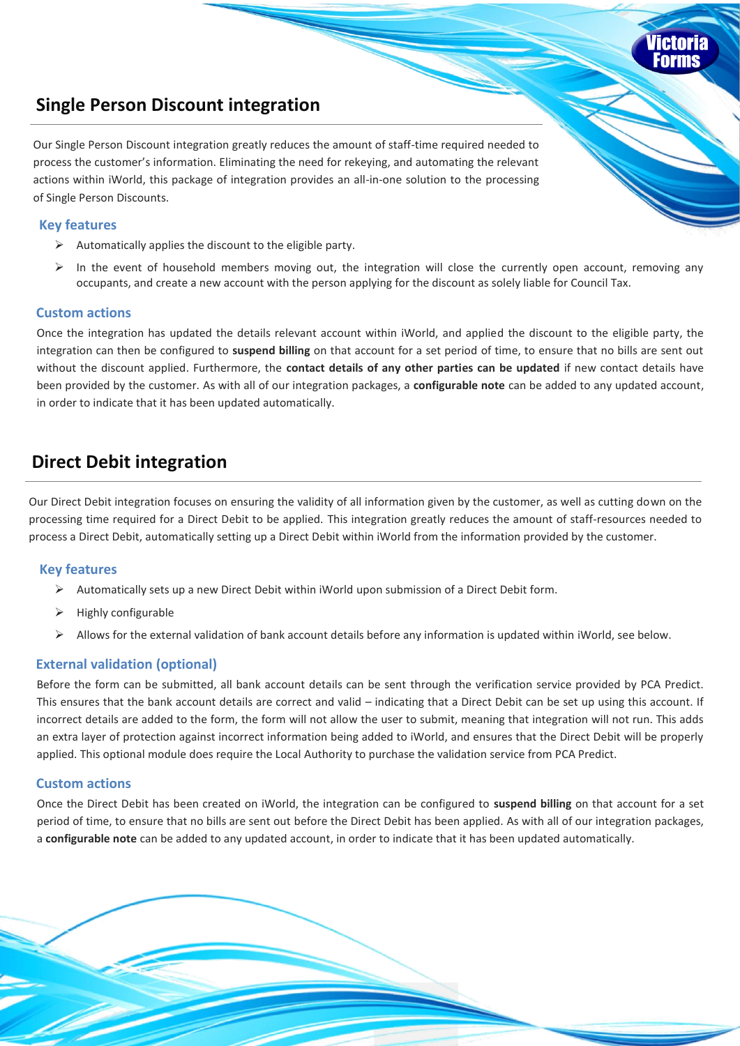## Single Person Discount integration

Our Single Person Discount integration greatly reduces the amount of staff-time required needed to process the customer's information. Eliminating the need for rekeying, and automating the relevant actions within iWorld, this package of integration provides an all-in-one solution to the processing of Single Person Discounts.

### Key features

- Automatically applies the discount to the eligible party.
- In the event of household members moving out, the integration will close the currently open account, removing any occupants, and create a new account with the person applying for the discount as solely liable for Council Tax.

### Custom actions

Once the integration has updated the details relevant account within iWorld, and applied the discount to the eligible party, the integration can then be configured to **suspend billing** on that account for a set period of time, to ensure that no bills are sent out without the discount applied. Furthermore, the **contact details of any other parties can be updated** if new contact details have been provided by the customer. As with all of our integration packages, a **configurable note** can be added to any updated account, in order to indicate that it has been updated automatically.

## Direct Debit integration

Our Direct Debit integration focuses on ensuring the validity of all information given by the customer, as well as cutting down on the processing time required for a Direct Debit to be applied. This integration greatly reduces the amount of staff-resources needed to process a Direct Debit, automatically setting up a Direct Debit within iWorld from the information provided by the customer.

### Key features

- Automatically sets up a new Direct Debit within iWorld upon submission of a Direct Debit form.
- Highly configurable
- Allows for the external validation of bank account details before any information is updated within iWorld, see below.

### External validation (optional)

Before the form can be submitted, all bank account details can be sent through the verification service provided by PCA Predict. This ensures that the bank account details are correct and valid – indicating that a Direct Debit can be set up using this account. If incorrect details are added to the form, the form will not allow the user to submit, meaning that integration will not run. This adds an extra layer of protection against incorrect information being added to iWorld, and ensures that the Direct Debit will be properly applied. This optional module does require the Local Authority to purchase the validation service from PCA Predict.

### Custom actions

Once the Direct Debit has been created on iWorld, the integration can be configured to **suspend billing** on that account for a set period of time, to ensure that no bills are sent out before the Direct Debit has been applied. As with all of our integration packages, a **configurable note** can be added to any updated account, in order to indicate that it has been updated automatically.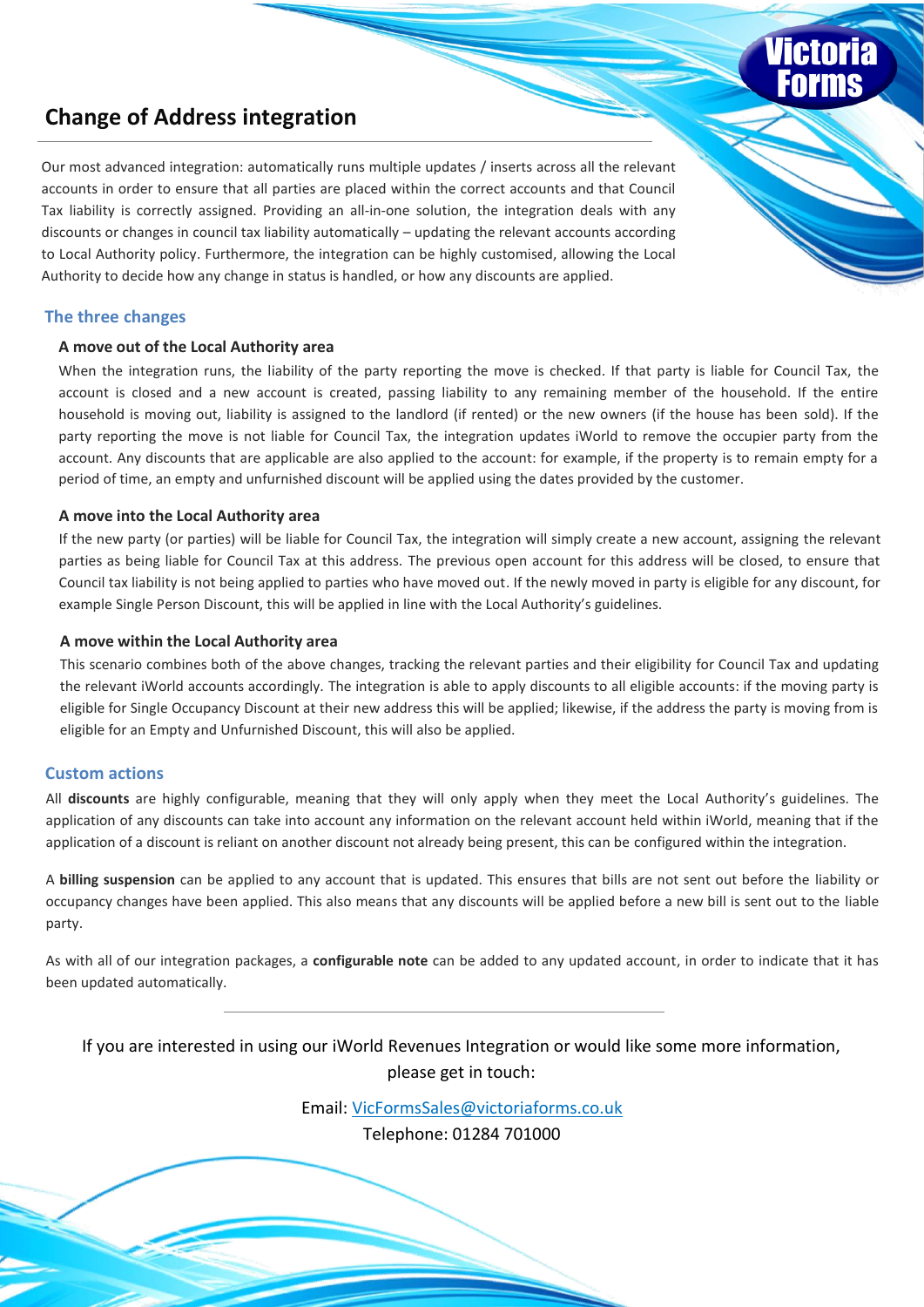## Change of Address integration

Our most advanced integration: automatically runs multiple updates / inserts across all the relevant accounts in order to ensure that all parties are placed within the correct accounts and that Council Tax liability is correctly assigned. Providing an all-in-one solution, the integration deals with any discounts or changes in council tax liability automatically – updating the relevant accounts according to Local Authority policy. Furthermore, the integration can be highly customised, allowing the Local Authority to decide how any change in status is handled, or how any discounts are applied.

### The three changes

#### A move out of the Local Authority area

When the integration runs, the liability of the party reporting the move is checked. If that party is liable for Council Tax, the account is closed and a new account is created, passing liability to any remaining member of the household. If the entire household is moving out, liability is assigned to the landlord (if rented) or the new owners (if the house has been sold). If the party reporting the move is not liable for Council Tax, the integration updates iWorld to remove the occupier party from the account. Any discounts that are applicable are also applied to the account: for example, if the property is to remain empty for a period of time, an empty and unfurnished discount will be applied using the dates provided by the customer.

#### A move into the Local Authority area

If the new party (or parties) will be liable for Council Tax, the integration will simply create a new account, assigning the relevant parties as being liable for Council Tax at this address. The previous open account for this address will be closed, to ensure that Council tax liability is not being applied to parties who have moved out. If the newly moved in party is eligible for any discount, for example Single Person Discount, this will be applied in line with the Local Authority's guidelines.

#### A move within the Local Authority area

This scenario combines both of the above changes, tracking the relevant parties and their eligibility for Council Tax and updating the relevant iWorld accounts accordingly. The integration is able to apply discounts to all eligible accounts: if the moving party is eligible for Single Occupancy Discount at their new address this will be applied; likewise, if the address the party is moving from is eligible for an Empty and Unfurnished Discount, this will also be applied.

### Custom actions

All **discounts** are highly configurable, meaning that they will only apply when they meet the Local Authority's guidelines. The application of any discounts can take into account any information on the relevant account held within iWorld, meaning that if the application of a discount is reliant on another discount not already being present, this can be configured within the integration.

A **billing suspension** can be applied to any account that is updated. This ensures that bills are not sent out before the liability or occupancy changes have been applied. This also means that any discounts will be applied before a new bill is sent out to the liable party.

As with all of our integration packages, a **configurable note** can be added to any updated account, in order to indicate that it has been updated automatically.

---

If you are interested in using our iWorld Revenues Integration or would like some more information, please get in touch:

Email: VicFormsSales@victoriaforms.co.uk

Telephone: 01284 701000